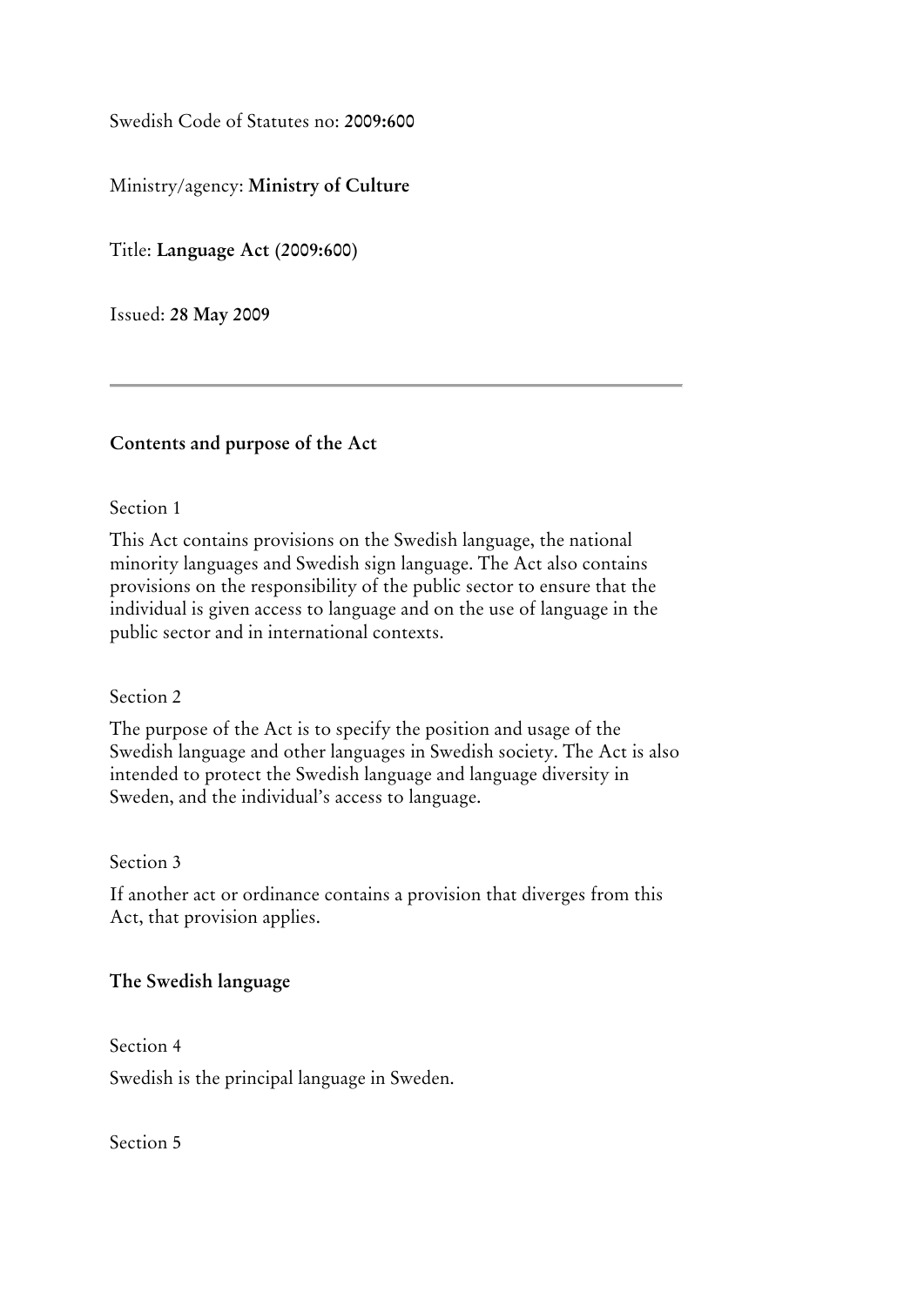Swedish Code of Statutes no: **2009:600**

Ministry/agency: **Ministry of Culture**

Title: **Language Act (2009:600)**

Issued: **28 May 2009**

---

### Contents and purpose of the Act

Section 1

This Act contains provisions on the Swedish language, the national minority languages and Swedish sign language. The Act also contains provisions on the responsibility of the public sector to ensure that the individual is given access to language and on the use of language in the public sector and in international contexts.

Section 2

The purpose of the Act is to specify the position and usage of the Swedish language and other languages in Swedish society. The Act is also intended to protect the Swedish language and language diversity in Sweden, and the individual's access to language.

Section 3

If another act or ordinance contains a provision that diverges from this Act, that provision applies.

### The Swedish language

Section 4

Swedish is the principal language in Sweden.

Section 5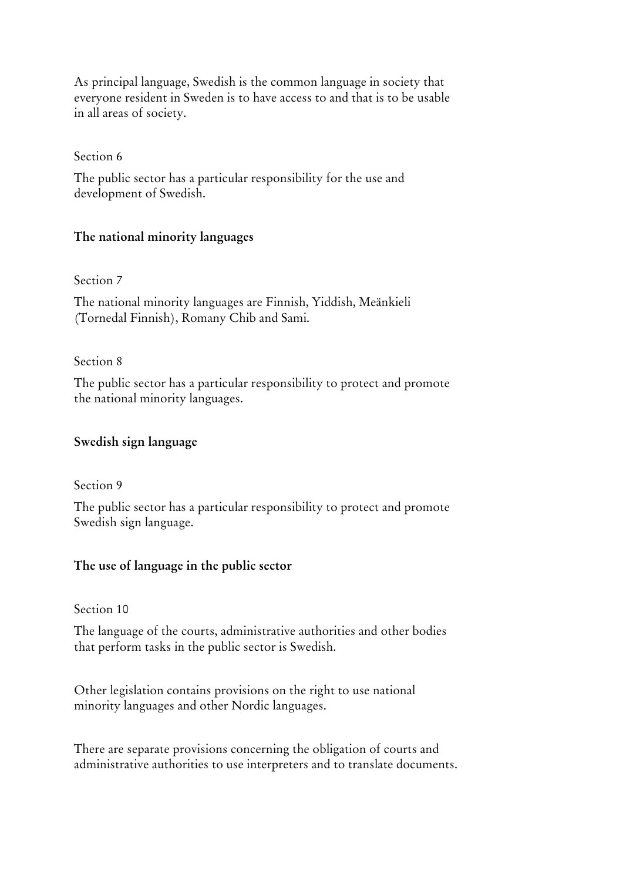As principal language, Swedish is the common language in society that everyone resident in Sweden is to have access to and that is to be usable in all areas of society.

Section 6

The public sector has a particular responsibility for the use and development of Swedish.

### The national minority languages

Section 7

The national minority languages are Finnish, Yiddish, Meänkieli (Tornedal Finnish), Romany Chib and Sami.

Section 8

The public sector has a particular responsibility to protect and promote the national minority languages.

### Swedish sign language

Section 9

The public sector has a particular responsibility to protect and promote Swedish sign language.

### The use of language in the public sector

Section 10

The language of the courts, administrative authorities and other bodies that perform tasks in the public sector is Swedish.

Other legislation contains provisions on the right to use national minority languages and other Nordic languages.

There are separate provisions concerning the obligation of courts and administrative authorities to use interpreters and to translate documents.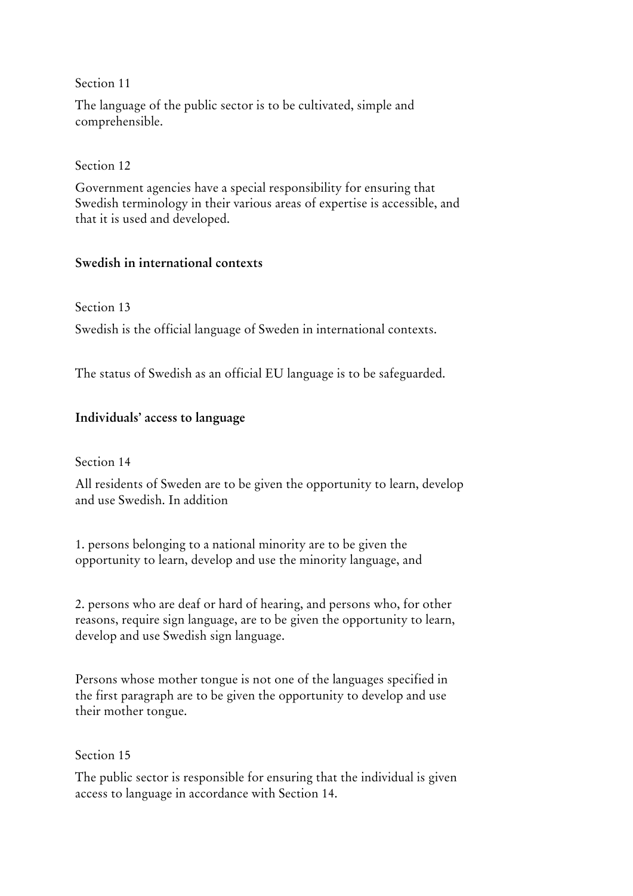Section 11

The language of the public sector is to be cultivated, simple and comprehensible.

Section 12

Government agencies have a special responsibility for ensuring that Swedish terminology in their various areas of expertise is accessible, and that it is used and developed.

## Swedish in international contexts

Section 13

Swedish is the official language of Sweden in international contexts.

The status of Swedish as an official EU language is to be safeguarded.

## Individuals' access to language

Section 14

All residents of Sweden are to be given the opportunity to learn, develop and use Swedish. In addition

1. persons belonging to a national minority are to be given the opportunity to learn, develop and use the minority language, and

2. persons who are deaf or hard of hearing, and persons who, for other reasons, require sign language, are to be given the opportunity to learn, develop and use Swedish sign language.

Persons whose mother tongue is not one of the languages specified in the first paragraph are to be given the opportunity to develop and use their mother tongue.

Section 15

The public sector is responsible for ensuring that the individual is given access to language in accordance with Section 14.